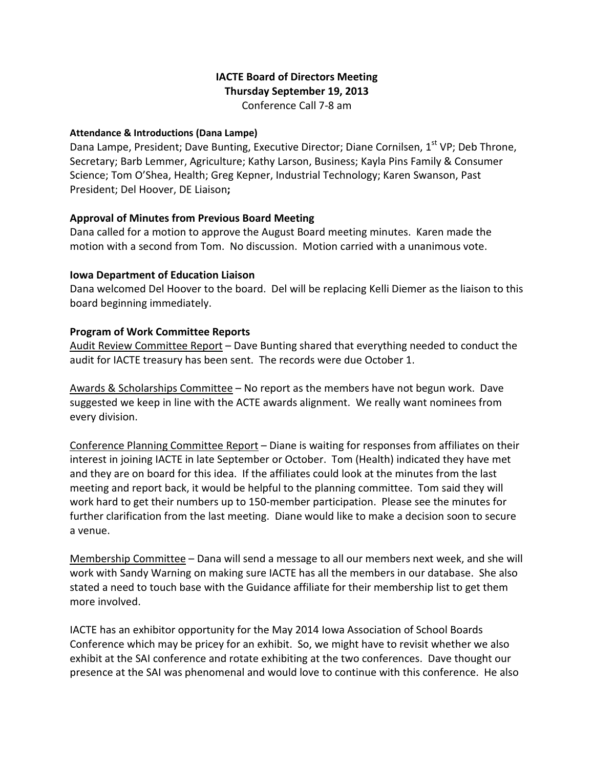**IACTE Board of Directors Meeting**
**Thursday September 19, 2013**
Conference Call 7-8 am

**Attendance & Introductions (Dana Lampe)**
Dana Lampe, President; Dave Bunting, Executive Director; Diane Cornilsen, 1st VP; Deb Throne, Secretary; Barb Lemmer, Agriculture; Kathy Larson, Business; Kayla Pins Family & Consumer Science; Tom O'Shea, Health; Greg Kepner, Industrial Technology; Karen Swanson, Past President; Del Hoover, DE Liaison**;**

**Approval of Minutes from Previous Board Meeting**
Dana called for a motion to approve the August Board meeting minutes. Karen made the motion with a second from Tom. No discussion. Motion carried with a unanimous vote.

**Iowa Department of Education Liaison**
Dana welcomed Del Hoover to the board. Del will be replacing Kelli Diemer as the liaison to this board beginning immediately.

**Program of Work Committee Reports**
Audit Review Committee Report – Dave Bunting shared that everything needed to conduct the audit for IACTE treasury has been sent. The records were due October 1.

Awards & Scholarships Committee – No report as the members have not begun work. Dave suggested we keep in line with the ACTE awards alignment. We really want nominees from every division.

Conference Planning Committee Report – Diane is waiting for responses from affiliates on their interest in joining IACTE in late September or October. Tom (Health) indicated they have met and they are on board for this idea. If the affiliates could look at the minutes from the last meeting and report back, it would be helpful to the planning committee. Tom said they will work hard to get their numbers up to 150-member participation. Please see the minutes for further clarification from the last meeting. Diane would like to make a decision soon to secure a venue.

Membership Committee – Dana will send a message to all our members next week, and she will work with Sandy Warning on making sure IACTE has all the members in our database. She also stated a need to touch base with the Guidance affiliate for their membership list to get them more involved.

IACTE has an exhibitor opportunity for the May 2014 Iowa Association of School Boards Conference which may be pricey for an exhibit. So, we might have to revisit whether we also exhibit at the SAI conference and rotate exhibiting at the two conferences. Dave thought our presence at the SAI was phenomenal and would love to continue with this conference. He also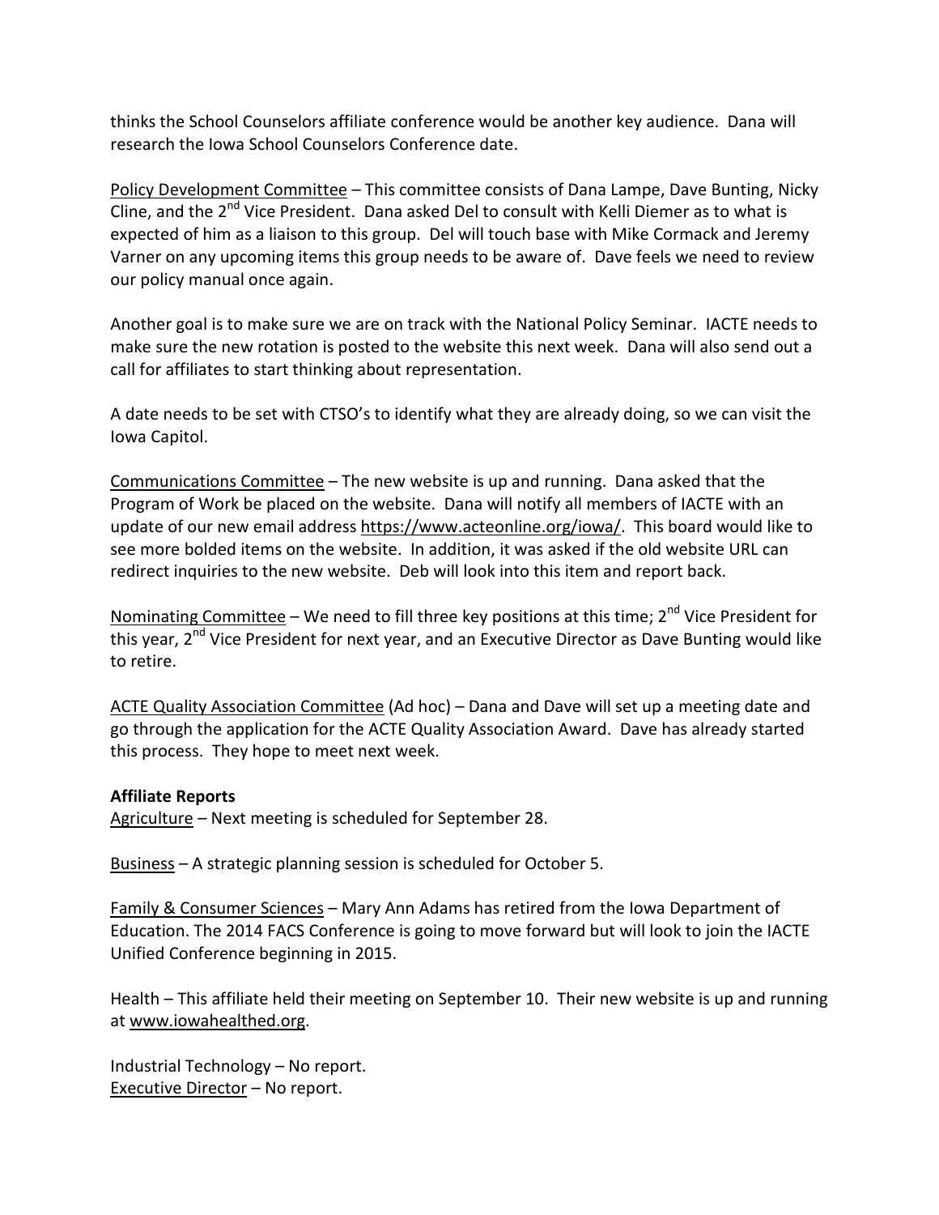thinks the School Counselors affiliate conference would be another key audience. Dana will research the Iowa School Counselors Conference date.

Policy Development Committee – This committee consists of Dana Lampe, Dave Bunting, Nicky Cline, and the 2nd Vice President. Dana asked Del to consult with Kelli Diemer as to what is expected of him as a liaison to this group. Del will touch base with Mike Cormack and Jeremy Varner on any upcoming items this group needs to be aware of. Dave feels we need to review our policy manual once again.

Another goal is to make sure we are on track with the National Policy Seminar. IACTE needs to make sure the new rotation is posted to the website this next week. Dana will also send out a call for affiliates to start thinking about representation.

A date needs to be set with CTSO's to identify what they are already doing, so we can visit the Iowa Capitol.

Communications Committee – The new website is up and running. Dana asked that the Program of Work be placed on the website. Dana will notify all members of IACTE with an update of our new email address https://www.acteonline.org/iowa/. This board would like to see more bolded items on the website. In addition, it was asked if the old website URL can redirect inquiries to the new website. Deb will look into this item and report back.

Nominating Committee – We need to fill three key positions at this time; 2nd Vice President for this year, 2nd Vice President for next year, and an Executive Director as Dave Bunting would like to retire.

ACTE Quality Association Committee (Ad hoc) – Dana and Dave will set up a meeting date and go through the application for the ACTE Quality Association Award. Dave has already started this process. They hope to meet next week.

**Affiliate Reports**

Agriculture – Next meeting is scheduled for September 28.

Business – A strategic planning session is scheduled for October 5.

Family & Consumer Sciences – Mary Ann Adams has retired from the Iowa Department of Education. The 2014 FACS Conference is going to move forward but will look to join the IACTE Unified Conference beginning in 2015.

Health – This affiliate held their meeting on September 10. Their new website is up and running at www.iowahealthed.org.

Industrial Technology – No report.
Executive Director – No report.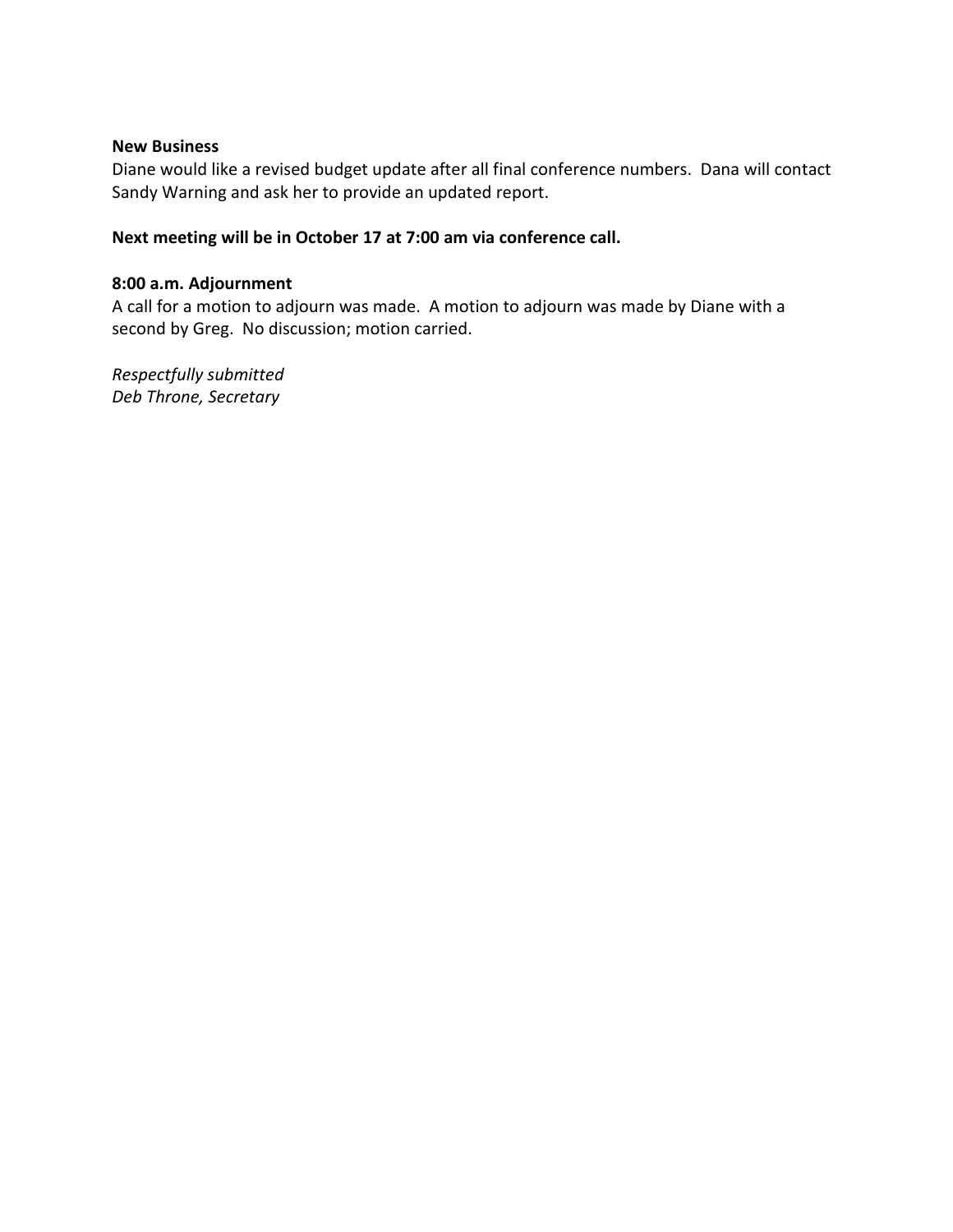**New Business**

Diane would like a revised budget update after all final conference numbers. Dana will contact Sandy Warning and ask her to provide an updated report.

**Next meeting will be in October 17 at 7:00 am via conference call.**

**8:00 a.m. Adjournment**

A call for a motion to adjourn was made. A motion to adjourn was made by Diane with a second by Greg. No discussion; motion carried.

*Respectfully submitted*
*Deb Throne, Secretary*